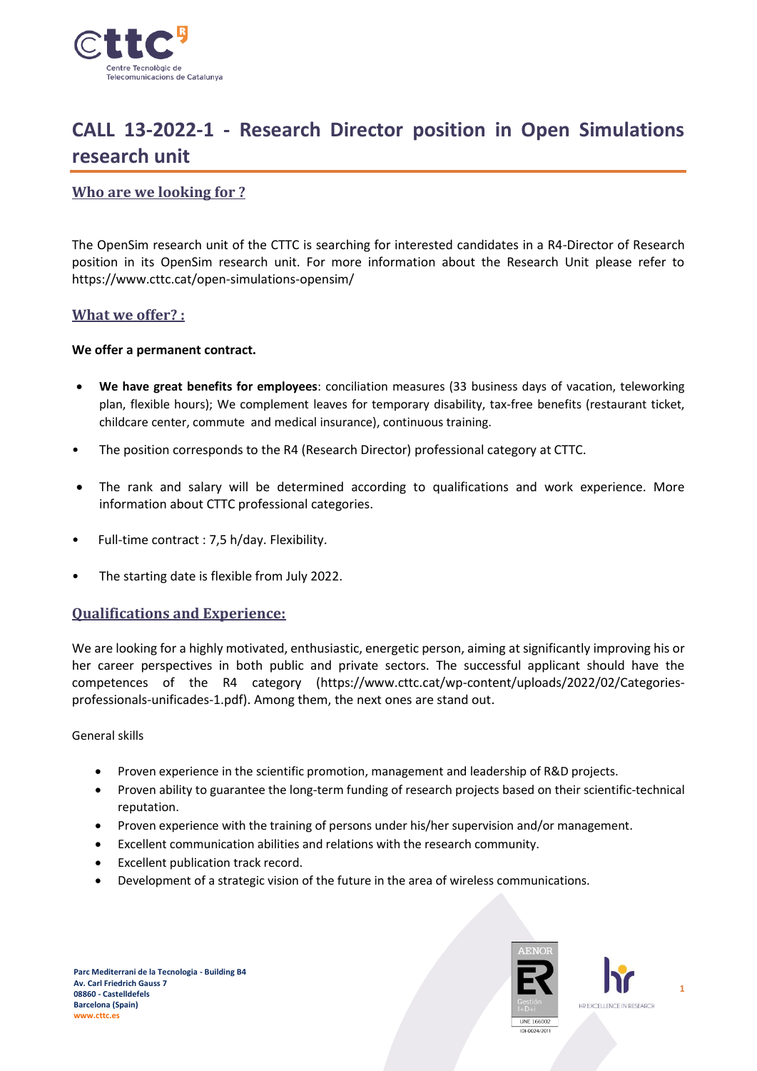# CALL 13-2022-1 - Research Director position in Open Simulations research unit

## Who are we looking for ?

The OpenSim research unit of the CTTC is searching for interested candidates in a R4-Director of Research position in its OpenSim research unit. For more information about the Research Unit please refer to https://www.cttc.cat/open-simulations-opensim/

## What we offer? :

**We offer a permanent contract.**

- **We have great benefits for employees**: conciliation measures (33 business days of vacation, teleworking plan, flexible hours); We complement leaves for temporary disability, tax-free benefits (restaurant ticket, childcare center, commute and medical insurance), continuous training.
- The position corresponds to the R4 (Research Director) professional category at CTTC.
- The rank and salary will be determined according to qualifications and work experience. More information about CTTC professional categories.
- Full-time contract : 7,5 h/day. Flexibility.
- The starting date is flexible from July 2022.

## Qualifications and Experience:

We are looking for a highly motivated, enthusiastic, energetic person, aiming at significantly improving his or her career perspectives in both public and private sectors. The successful applicant should have the competences of the R4 category (https://www.cttc.cat/wp-content/uploads/2022/02/Categories-professionals-unificades-1.pdf). Among them, the next ones are stand out.

General skills

- Proven experience in the scientific promotion, management and leadership of R&D projects.
- Proven ability to guarantee the long-term funding of research projects based on their scientific-technical reputation.
- Proven experience with the training of persons under his/her supervision and/or management.
- Excellent communication abilities and relations with the research community.
- Excellent publication track record.
- Development of a strategic vision of the future in the area of wireless communications.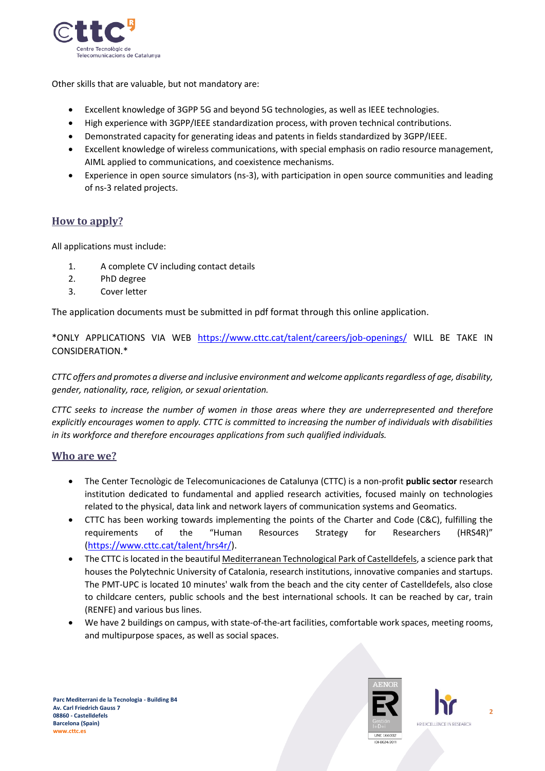Other skills that are valuable, but not mandatory are:

- Excellent knowledge of 3GPP 5G and beyond 5G technologies, as well as IEEE technologies.
- High experience with 3GPP/IEEE standardization process, with proven technical contributions.
- Demonstrated capacity for generating ideas and patents in fields standardized by 3GPP/IEEE.
- Excellent knowledge of wireless communications, with special emphasis on radio resource management, AIML applied to communications, and coexistence mechanisms.
- Experience in open source simulators (ns-3), with participation in open source communities and leading of ns-3 related projects.

## How to apply?

All applications must include:

1. A complete CV including contact details
2. PhD degree
3. Cover letter

The application documents must be submitted in pdf format through this online application.

*ONLY APPLICATIONS VIA WEB https://www.cttc.cat/talent/careers/job-openings/ WILL BE TAKE IN CONSIDERATION.*

*CTTC offers and promotes a diverse and inclusive environment and welcome applicants regardless of age, disability, gender, nationality, race, religion, or sexual orientation.*

*CTTC seeks to increase the number of women in those areas where they are underrepresented and therefore explicitly encourages women to apply. CTTC is committed to increasing the number of individuals with disabilities in its workforce and therefore encourages applications from such qualified individuals.*

## Who are we?

- The Center Tecnològic de Telecomunicaciones de Catalunya (CTTC) is a non-profit **public sector** research institution dedicated to fundamental and applied research activities, focused mainly on technologies related to the physical, data link and network layers of communication systems and Geomatics.
- CTTC has been working towards implementing the points of the Charter and Code (C&C), fulfilling the requirements of the "Human Resources Strategy for Researchers (HRS4R)" (https://www.cttc.cat/talent/hrs4r/).
- The CTTC is located in the beautiful Mediterranean Technological Park of Castelldefels, a science park that houses the Polytechnic University of Catalonia, research institutions, innovative companies and startups. The PMT-UPC is located 10 minutes' walk from the beach and the city center of Castelldefels, also close to childcare centers, public schools and the best international schools. It can be reached by car, train (RENFE) and various bus lines.
- We have 2 buildings on campus, with state-of-the-art facilities, comfortable work spaces, meeting rooms, and multipurpose spaces, as well as social spaces.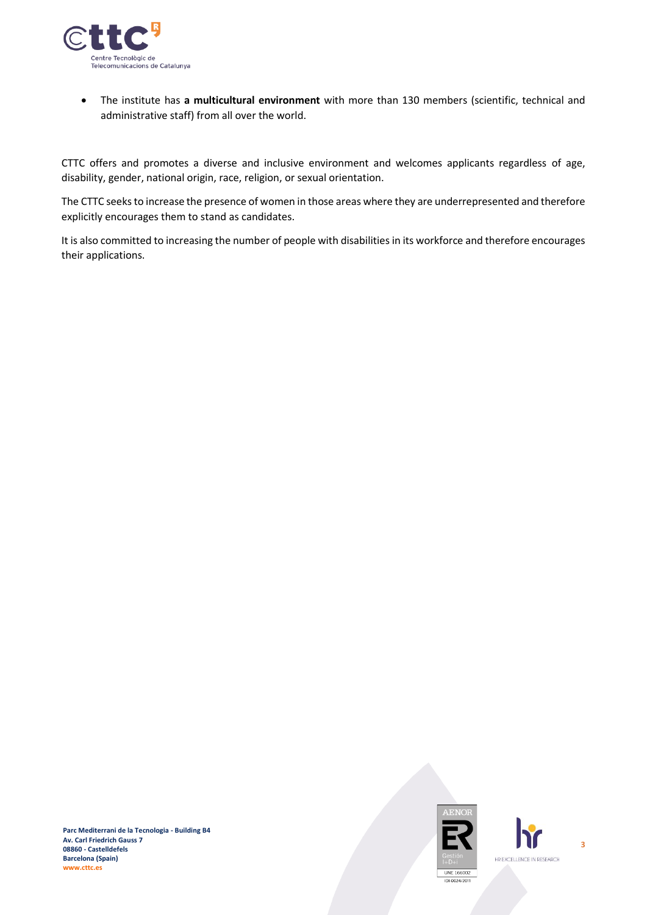- The institute has **a multicultural environment** with more than 130 members (scientific, technical and administrative staff) from all over the world.

CTTC offers and promotes a diverse and inclusive environment and welcomes applicants regardless of age, disability, gender, national origin, race, religion, or sexual orientation.

The CTTC seeks to increase the presence of women in those areas where they are underrepresented and therefore explicitly encourages them to stand as candidates.

It is also committed to increasing the number of people with disabilities in its workforce and therefore encourages their applications.